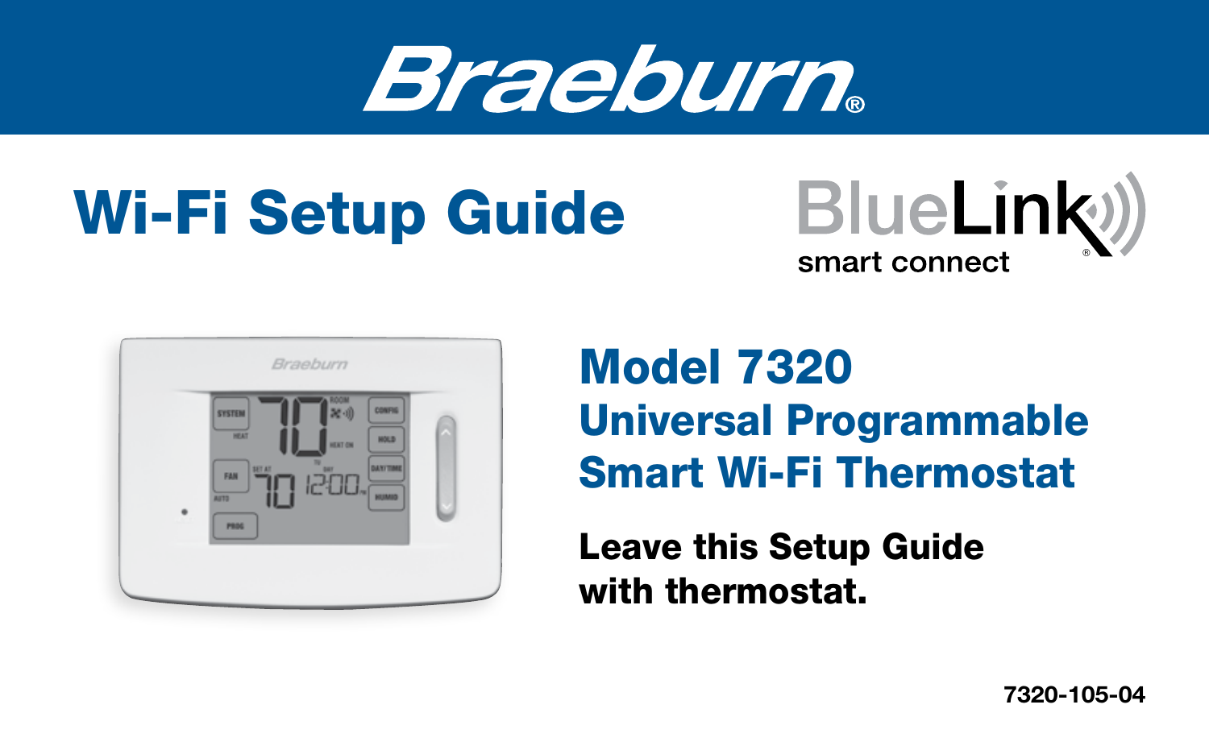# Braeburn®

# Wi-Fi Setup Guide

BlueLink® smart connect

## Model 7320

## Universal Programmable Smart Wi-Fi Thermostat

**Leave this Setup Guide with thermostat.**

7320-105-04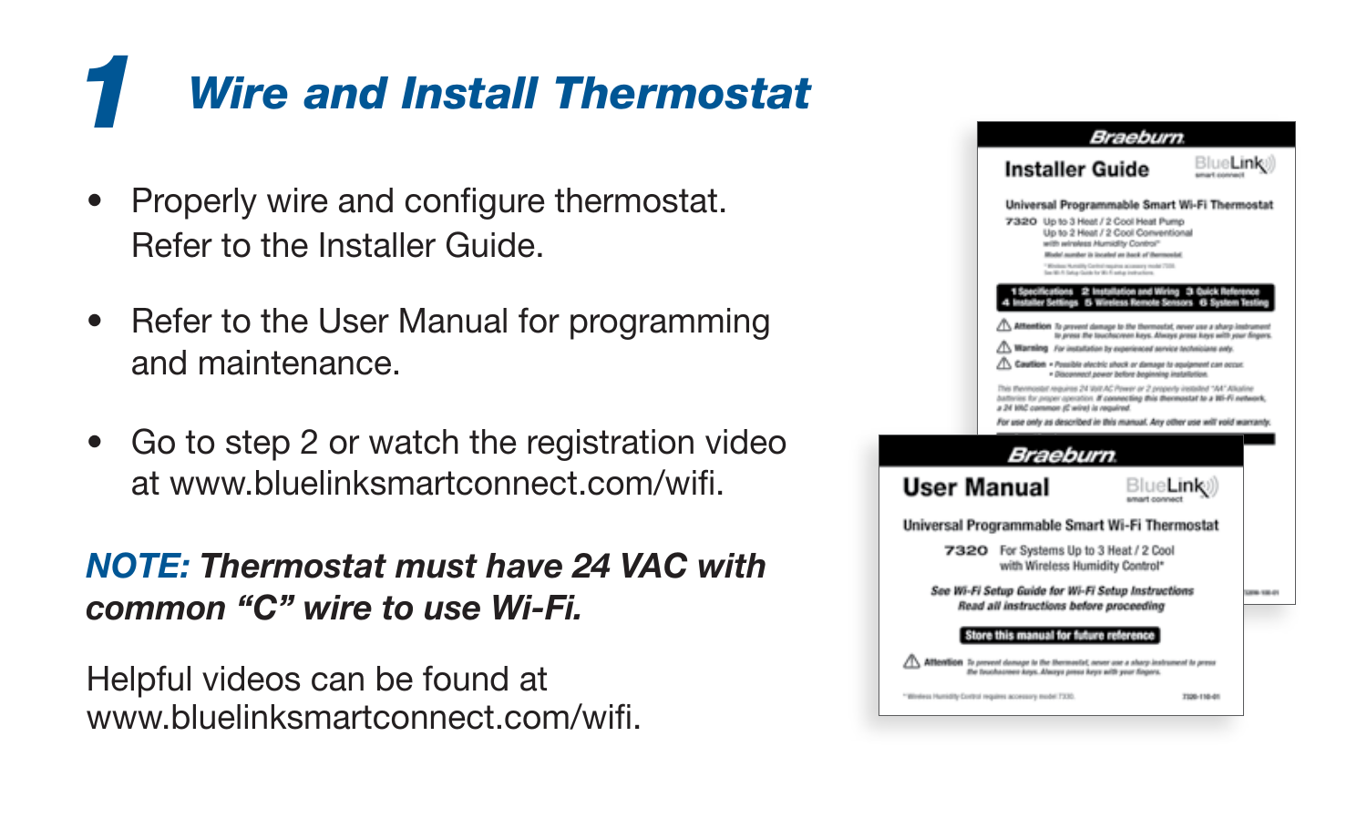# 1 *Wire and Install Thermostat*

- Properly wire and configure thermostat. Refer to the Installer Guide.
- Refer to the User Manual for programming and maintenance.
- Go to step 2 or watch the registration video at www.bluelinksmartconnect.com/wifi.

***NOTE: Thermostat must have 24 VAC with common "C" wire to use Wi-Fi.***

Helpful videos can be found at www.bluelinksmartconnect.com/wifi.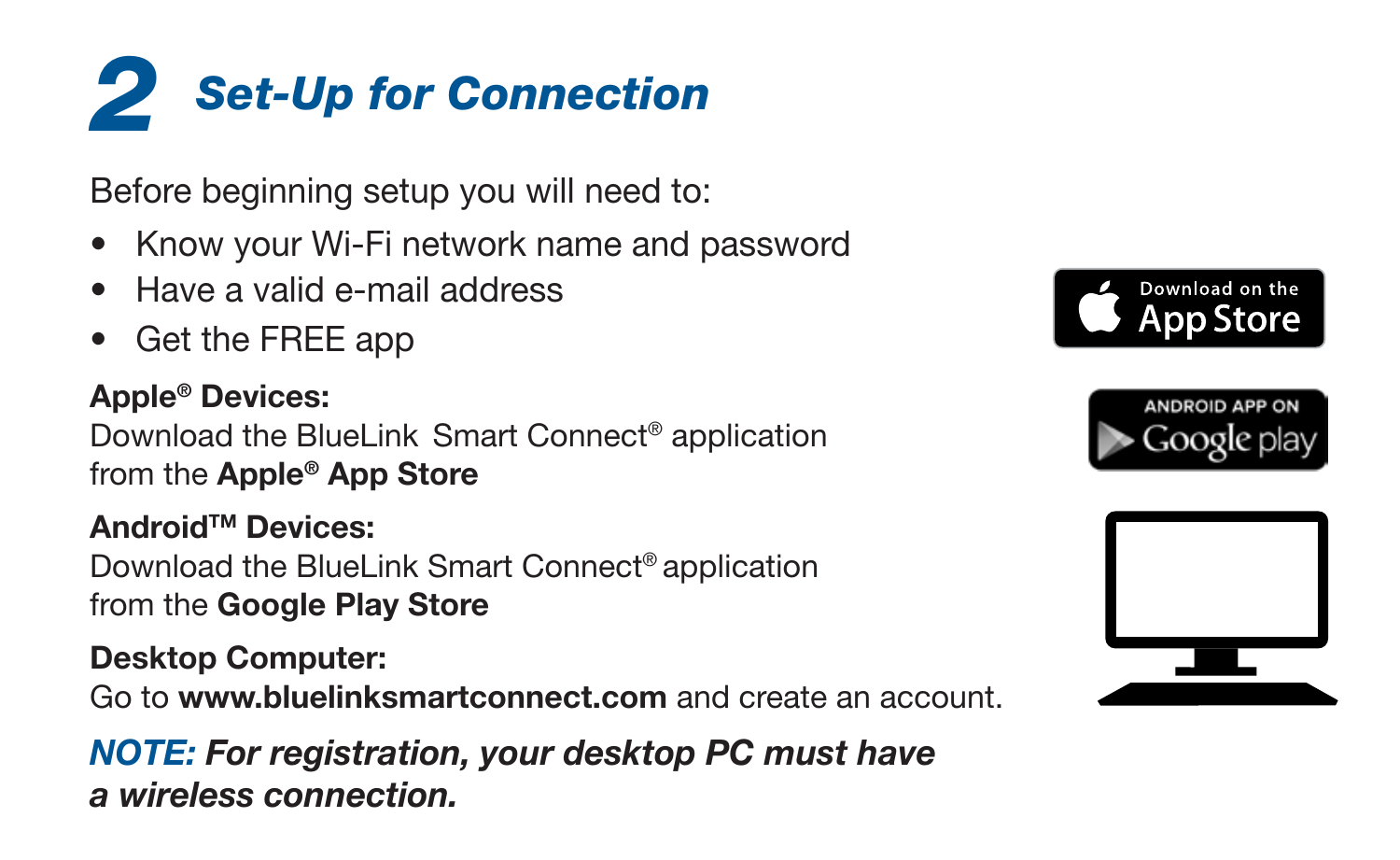# 2 *Set-Up for Connection*

Before beginning setup you will need to:

- Know your Wi-Fi network name and password
- Have a valid e-mail address
- Get the FREE app

**Apple® Devices:**
Download the BlueLink Smart Connect® application from the **Apple® App Store**

**Android™ Devices:**
Download the BlueLink Smart Connect® application from the **Google Play Store**

**Desktop Computer:**
Go to **www.bluelinksmartconnect.com** and create an account.

***NOTE: For registration, your desktop PC must have a wireless connection.***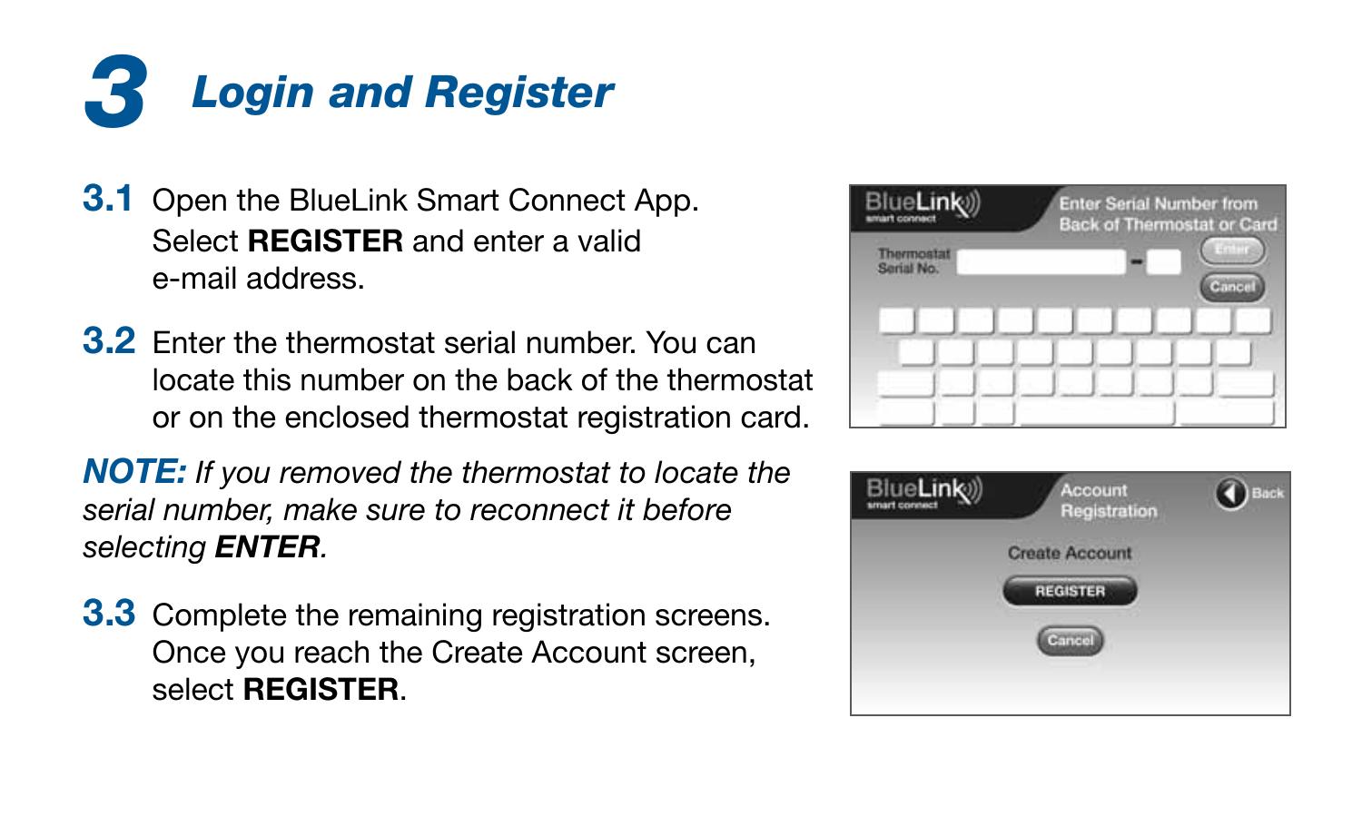# 3 Login and Register

**3.1** Open the BlueLink Smart Connect App. Select **REGISTER** and enter a valid e-mail address.

**3.2** Enter the thermostat serial number. You can locate this number on the back of the thermostat or on the enclosed thermostat registration card.

***NOTE:*** *If you removed the thermostat to locate the serial number, make sure to reconnect it before selecting* ***ENTER****.*

**3.3** Complete the remaining registration screens. Once you reach the Create Account screen, select **REGISTER**.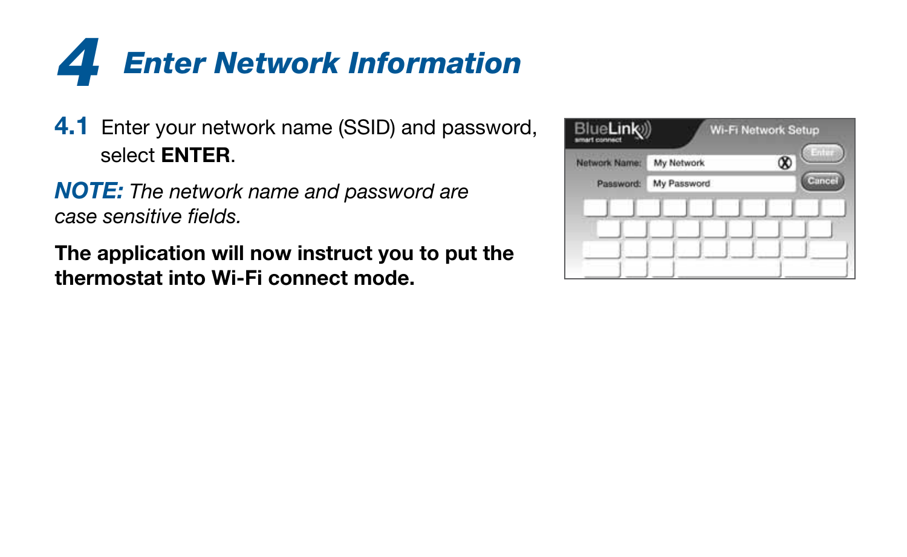# 4 *Enter Network Information*

**4.1** Enter your network name (SSID) and password, select **ENTER**.

***NOTE:*** *The network name and password are case sensitive fields.*

**The application will now instruct you to put the thermostat into Wi-Fi connect mode.**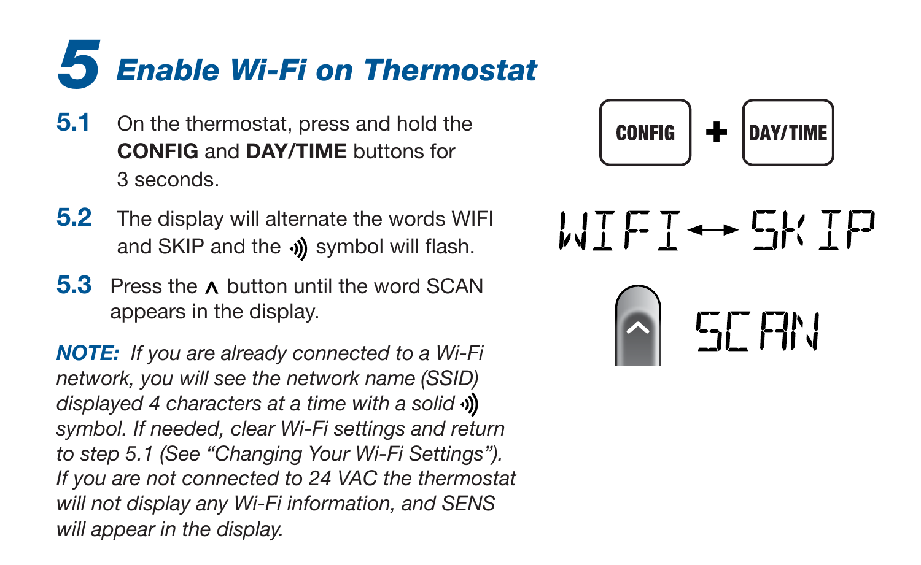# 5 Enable Wi-Fi on Thermostat

**5.1** On the thermostat, press and hold the **CONFIG** and **DAY/TIME** buttons for 3 seconds.

**5.2** The display will alternate the words WIFI and SKIP and the ·))) symbol will flash.

**5.3** Press the ∧ button until the word SCAN appears in the display.

***NOTE:*** *If you are already connected to a Wi-Fi network, you will see the network name (SSID) displayed 4 characters at a time with a solid ·))) symbol. If needed, clear Wi-Fi settings and return to step 5.1 (See "Changing Your Wi-Fi Settings"). If you are not connected to 24 VAC the thermostat will not display any Wi-Fi information, and SENS will appear in the display.*

CONFIG + DAY/TIME

WIFI ↔ SKIP

SCAN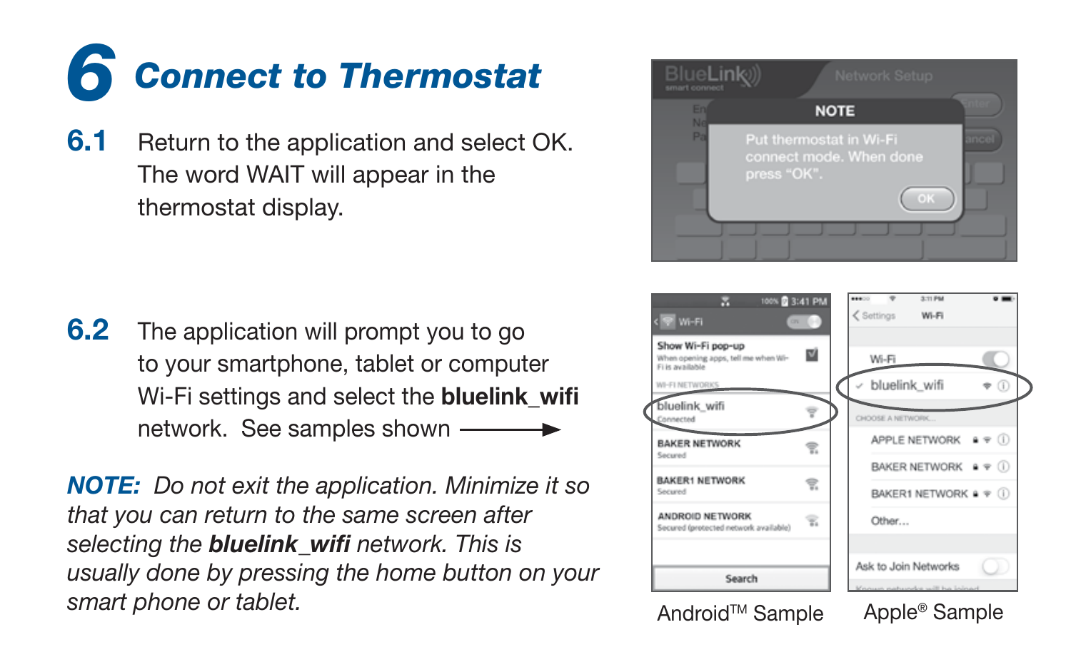# 6 Connect to Thermostat

**6.1** Return to the application and select OK. The word WAIT will appear in the thermostat display.

**6.2** The application will prompt you to go to your smartphone, tablet or computer Wi-Fi settings and select the **bluelink_wifi** network. See samples shown →

***NOTE:*** *Do not exit the application. Minimize it so that you can return to the same screen after selecting the **bluelink_wifi** network. This is usually done by pressing the home button on your smart phone or tablet.*

Android™ Sample

Apple® Sample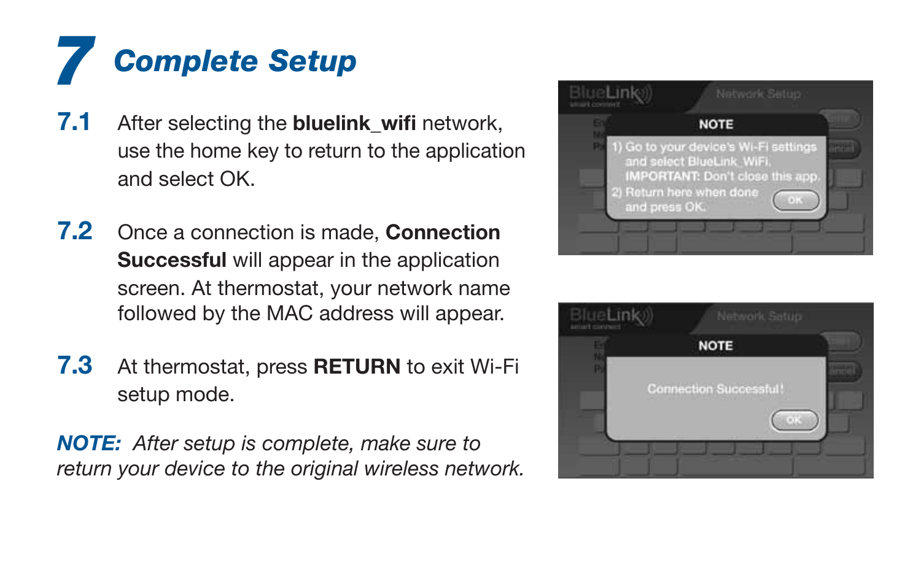# 7 Complete Setup

**7.1** After selecting the **bluelink_wifi** network, use the home key to return to the application and select OK.

**7.2** Once a connection is made, **Connection Successful** will appear in the application screen. At thermostat, your network name followed by the MAC address will appear.

**7.3** At thermostat, press **RETURN** to exit Wi-Fi setup mode.

***NOTE:*** *After setup is complete, make sure to return your device to the original wireless network.*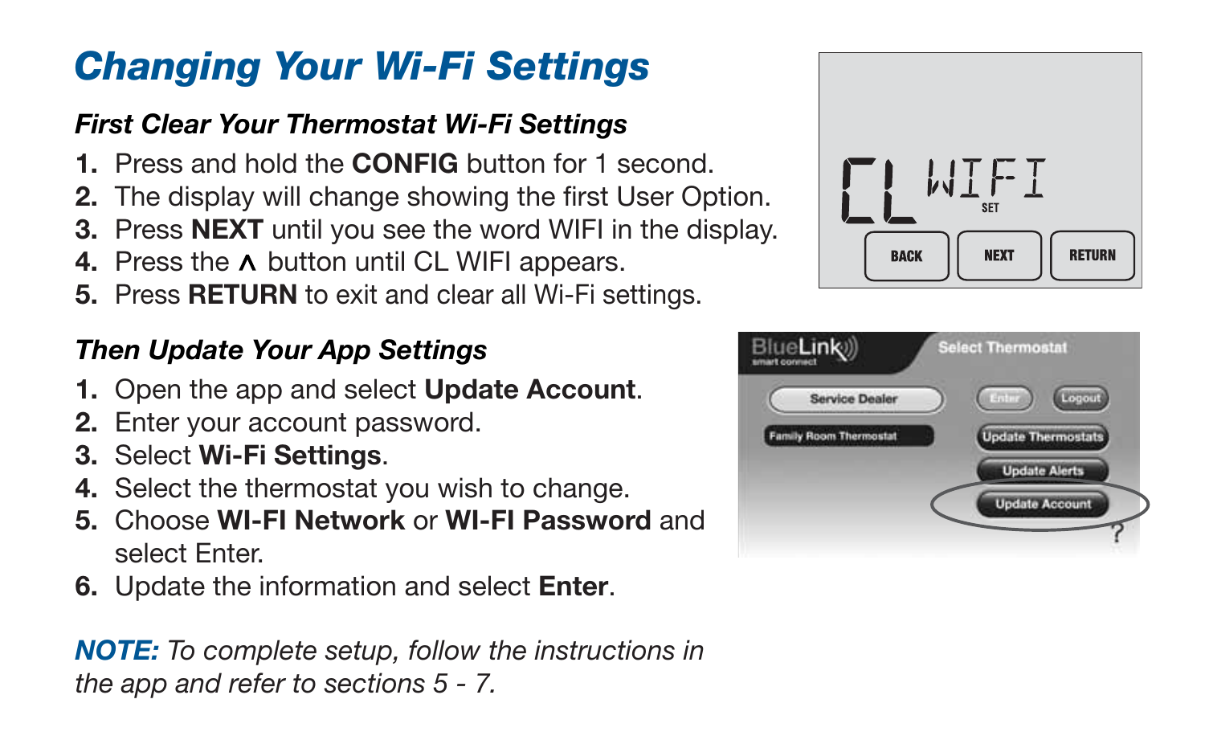# *Changing Your Wi-Fi Settings*

### *First Clear Your Thermostat Wi-Fi Settings*

1. Press and hold the **CONFIG** button for 1 second.
2. The display will change showing the first User Option.
3. Press **NEXT** until you see the word WIFI in the display.
4. Press the ∧ button until CL WIFI appears.
5. Press **RETURN** to exit and clear all Wi-Fi settings.

### *Then Update Your App Settings*

1. Open the app and select **Update Account**.
2. Enter your account password.
3. Select **Wi-Fi Settings**.
4. Select the thermostat you wish to change.
5. Choose **WI-FI Network** or **WI-FI Password** and select Enter.
6. Update the information and select **Enter**.

***NOTE:*** *To complete setup, follow the instructions in the app and refer to sections 5 - 7.*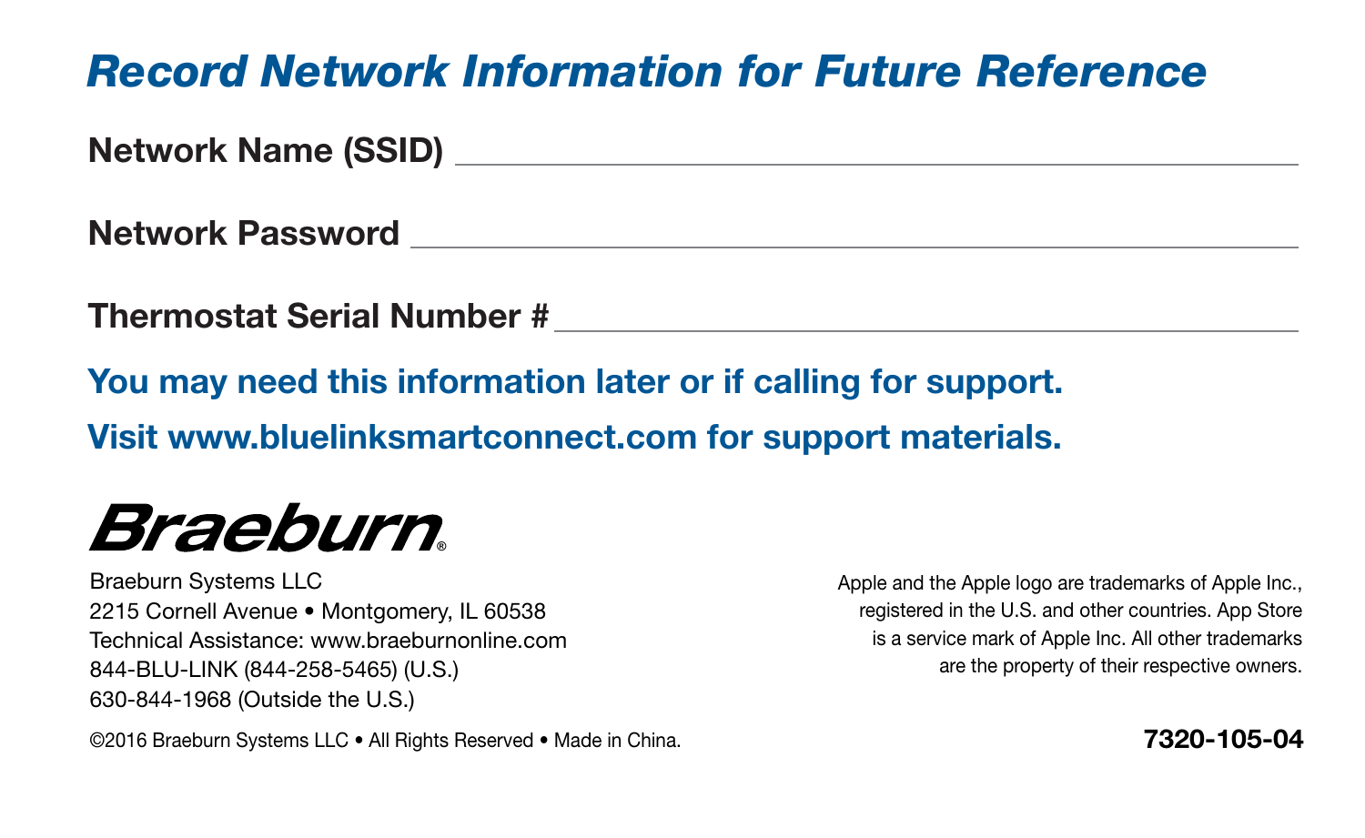# *Record Network Information for Future Reference*

**Network Name (SSID)** ______________________________________________

**Network Password** ________________________________________________

**Thermostat Serial Number #** _________________________________________

**You may need this information later or if calling for support.**

**Visit www.bluelinksmartconnect.com for support materials.**

Braeburn®

Braeburn Systems LLC
2215 Cornell Avenue • Montgomery, IL 60538
Technical Assistance: www.braeburnonline.com
844-BLU-LINK (844-258-5465) (U.S.)
630-844-1968 (Outside the U.S.)

Apple and the Apple logo are trademarks of Apple Inc., registered in the U.S. and other countries. App Store is a service mark of Apple Inc. All other trademarks are the property of their respective owners.

©2016 Braeburn Systems LLC • All Rights Reserved • Made in China.

**7320-105-04**